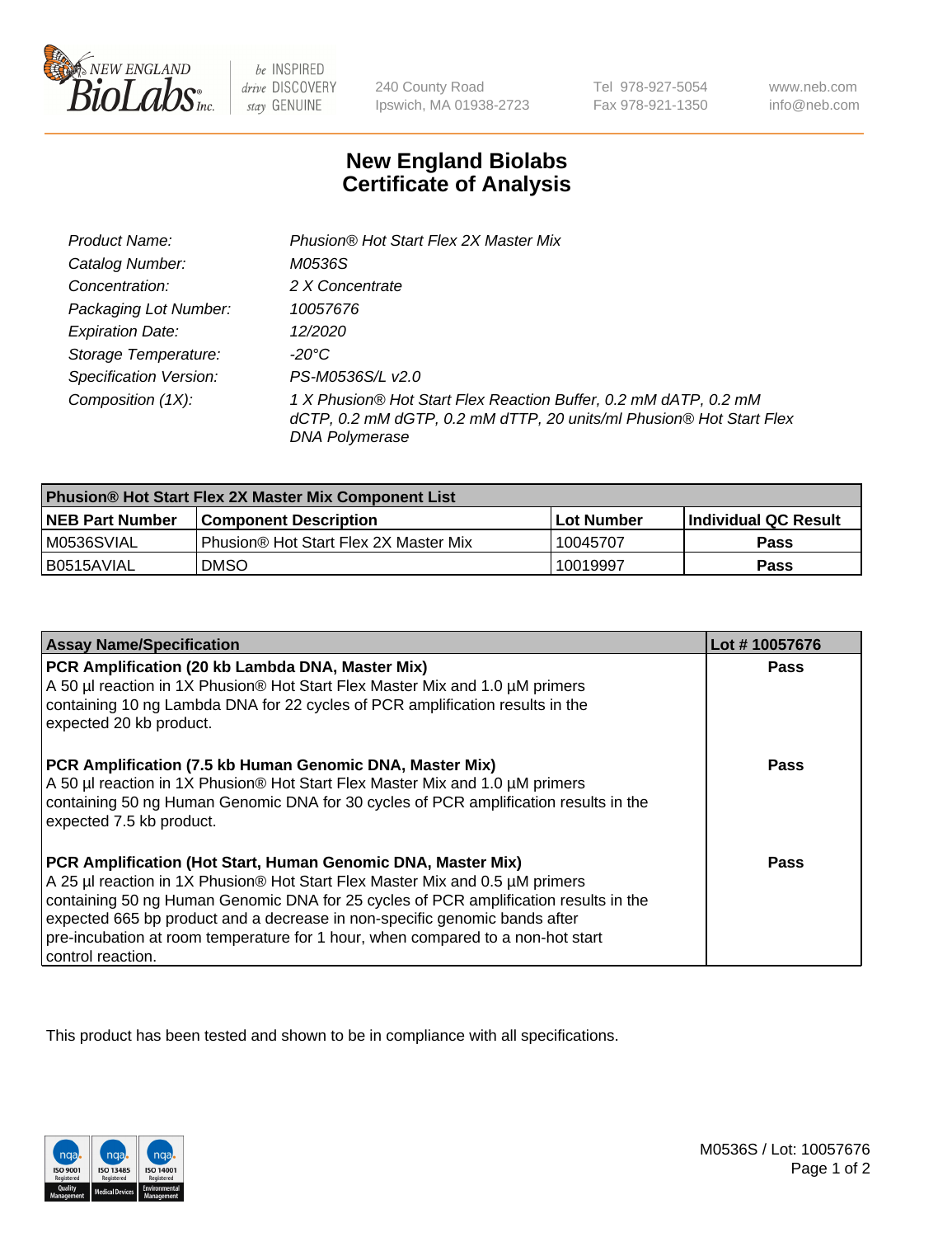240 County Road
Ipswich, MA 01938-2723

Tel 978-927-5054
Fax 978-921-1350

www.neb.com
info@neb.com

# New England Biolabs
# Certificate of Analysis

| | |
|---|---|
| *Product Name:* | *Phusion® Hot Start Flex 2X Master Mix* |
| *Catalog Number:* | *M0536S* |
| *Concentration:* | *2 X Concentrate* |
| *Packaging Lot Number:* | *10057676* |
| *Expiration Date:* | *12/2020* |
| *Storage Temperature:* | *-20°C* |
| *Specification Version:* | *PS-M0536S/L v2.0* |
| *Composition (1X):* | *1 X Phusion® Hot Start Flex Reaction Buffer, 0.2 mM dATP, 0.2 mM dCTP, 0.2 mM dGTP, 0.2 mM dTTP, 20 units/ml Phusion® Hot Start Flex DNA Polymerase* |

| Phusion® Hot Start Flex 2X Master Mix Component List | | | |
|---|---|---|---|
| **NEB Part Number** | **Component Description** | **Lot Number** | **Individual QC Result** |
| M0536SVIAL | Phusion® Hot Start Flex 2X Master Mix | 10045707 | **Pass** |
| B0515AVIAL | DMSO | 10019997 | **Pass** |

| Assay Name/Specification | Lot # 10057676 |
|---|---|
| **PCR Amplification (20 kb Lambda DNA, Master Mix)**<br>A 50 µl reaction in 1X Phusion® Hot Start Flex Master Mix and 1.0 µM primers containing 10 ng Lambda DNA for 22 cycles of PCR amplification results in the expected 20 kb product. | **Pass** |
| **PCR Amplification (7.5 kb Human Genomic DNA, Master Mix)**<br>A 50 µl reaction in 1X Phusion® Hot Start Flex Master Mix and 1.0 µM primers containing 50 ng Human Genomic DNA for 30 cycles of PCR amplification results in the expected 7.5 kb product. | **Pass** |
| **PCR Amplification (Hot Start, Human Genomic DNA, Master Mix)**<br>A 25 µl reaction in 1X Phusion® Hot Start Flex Master Mix and 0.5 µM primers containing 50 ng Human Genomic DNA for 25 cycles of PCR amplification results in the expected 665 bp product and a decrease in non-specific genomic bands after pre-incubation at room temperature for 1 hour, when compared to a non-hot start control reaction. | **Pass** |

This product has been tested and shown to be in compliance with all specifications.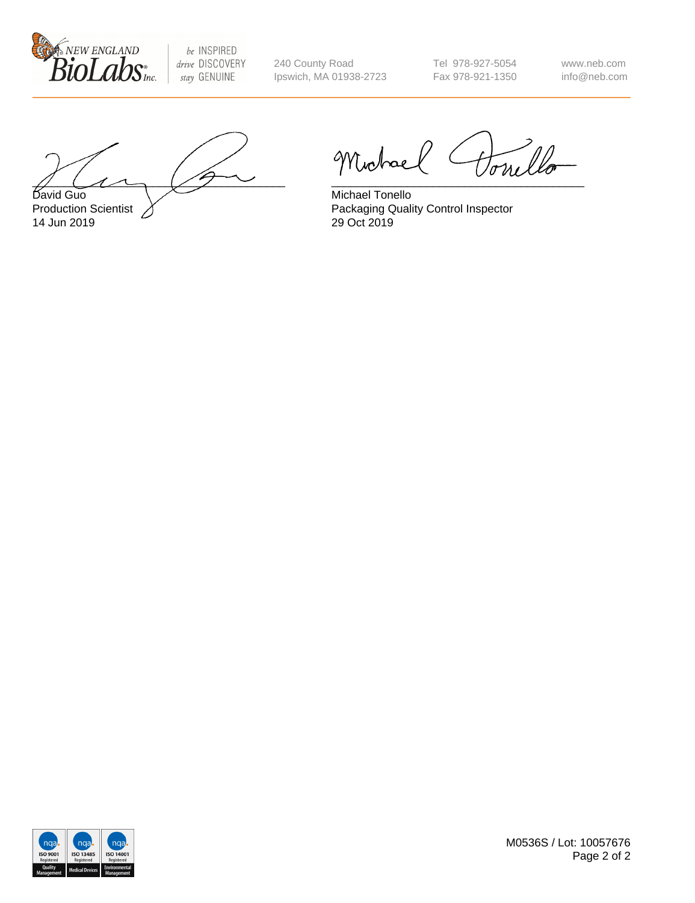David Guo
Production Scientist
14 Jun 2019

Michael Tonello
Packaging Quality Control Inspector
29 Oct 2019

M0536S / Lot: 10057676